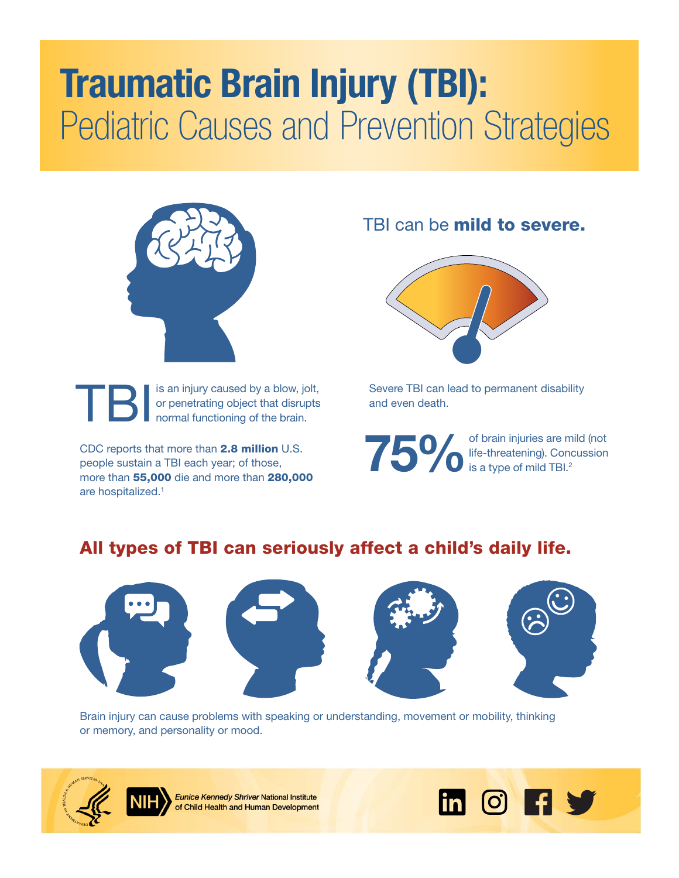# Traumatic Brain Injury (TBI): Pediatric Causes and Prevention Strategies

**TBI** is an injury caused by a blow, jolt, or penetrating object that disrupts normal functioning of the brain.

CDC reports that more than **2.8 million** U.S. people sustain a TBI each year; of those, more than **55,000** die and more than **280,000** are hospitalized.[1]

## TBI can be **mild to severe.**

Severe TBI can lead to permanent disability and even death.

**75%** of brain injuries are mild (not life-threatening). Concussion is a type of mild TBI.[2]

## All types of TBI can seriously affect a child's daily life.

Brain injury can cause problems with speaking or understanding, movement or mobility, thinking or memory, and personality or mood.

NIH *Eunice Kennedy Shriver* National Institute of Child Health and Human Development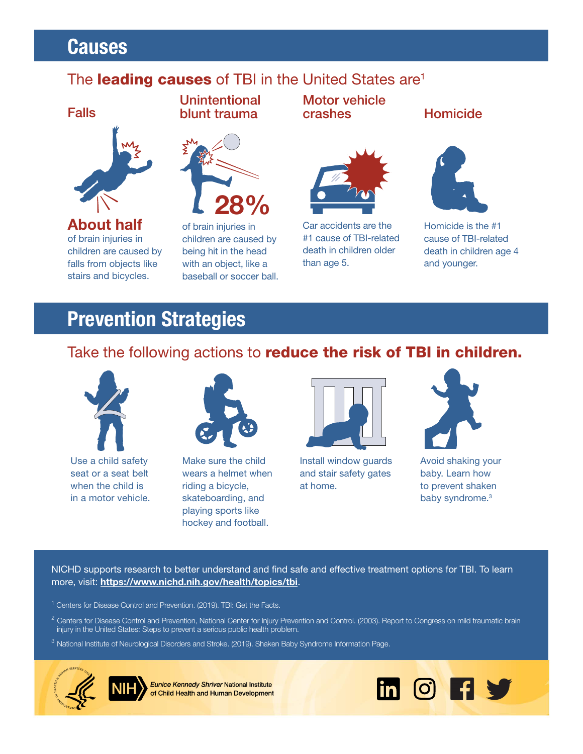## Causes

The **leading causes** of TBI in the United States are[1]

### Falls

**About half** of brain injuries in children are caused by falls from objects like stairs and bicycles.

### Unintentional blunt trauma

**28%** of brain injuries in children are caused by being hit in the head with an object, like a baseball or soccer ball.

### Motor vehicle crashes

Car accidents are the #1 cause of TBI-related death in children older than age 5.

### Homicide

Homicide is the #1 cause of TBI-related death in children age 4 and younger.

## Prevention Strategies

Take the following actions to **reduce the risk of TBI in children.**

Use a child safety seat or a seat belt when the child is in a motor vehicle.

Make sure the child wears a helmet when riding a bicycle, skateboarding, and playing sports like hockey and football.

Install window guards and stair safety gates at home.

Avoid shaking your baby. Learn how to prevent shaken baby syndrome.[3]

NICHD supports research to better understand and find safe and effective treatment options for TBI. To learn more, visit: **https://www.nichd.nih.gov/health/topics/tbi**.

[1] Centers for Disease Control and Prevention. (2019). TBI: Get the Facts.

[2] Centers for Disease Control and Prevention, National Center for Injury Prevention and Control. (2003). Report to Congress on mild traumatic brain injury in the United States: Steps to prevent a serious public health problem.

[3] National Institute of Neurological Disorders and Stroke. (2019). Shaken Baby Syndrome Information Page.

NIH *Eunice Kennedy Shriver* National Institute of Child Health and Human Development